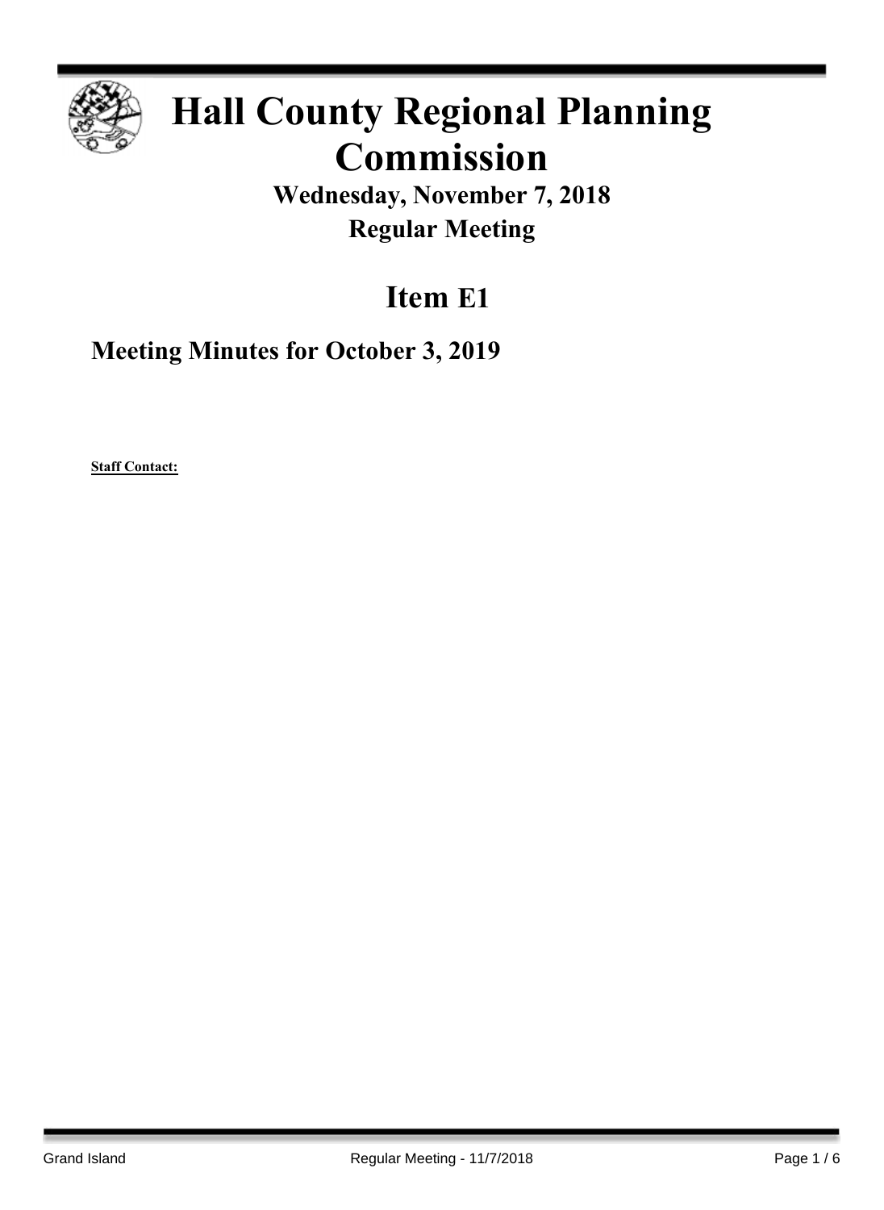# Hall County Regional Planning Commission

## Wednesday, November 7, 2018

## Regular Meeting

# Item E1

## Meeting Minutes for October 3, 2019

**Staff Contact:**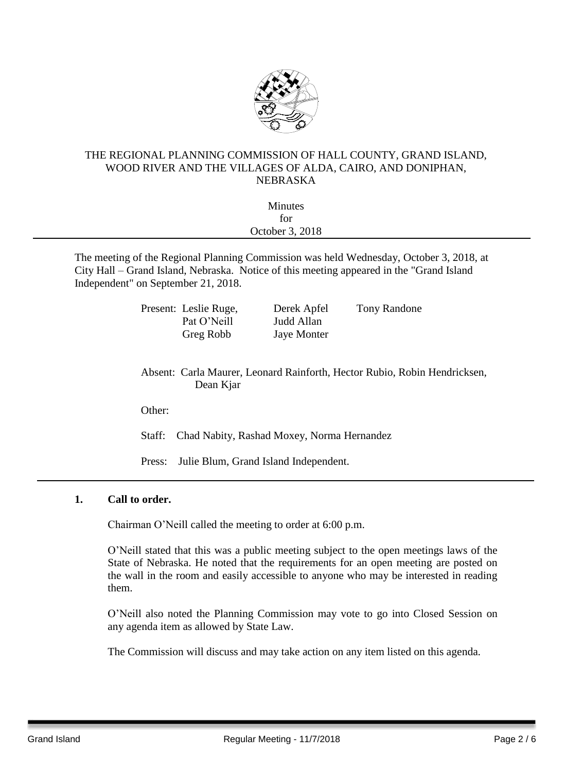THE REGIONAL PLANNING COMMISSION OF HALL COUNTY, GRAND ISLAND, WOOD RIVER AND THE VILLAGES OF ALDA, CAIRO, AND DONIPHAN, NEBRASKA

Minutes
for
October 3, 2018

---

The meeting of the Regional Planning Commission was held Wednesday, October 3, 2018, at City Hall – Grand Island, Nebraska. Notice of this meeting appeared in the "Grand Island Independent" on September 21, 2018.

Present: Leslie Ruge, Derek Apfel, Tony Randone, Pat O'Neill, Judd Allan, Greg Robb, Jaye Monter

Absent: Carla Maurer, Leonard Rainforth, Hector Rubio, Robin Hendricksen, Dean Kjar

Other:

Staff: Chad Nabity, Rashad Moxey, Norma Hernandez

Press: Julie Blum, Grand Island Independent.

---

**1. Call to order.**

Chairman O'Neill called the meeting to order at 6:00 p.m.

O'Neill stated that this was a public meeting subject to the open meetings laws of the State of Nebraska. He noted that the requirements for an open meeting are posted on the wall in the room and easily accessible to anyone who may be interested in reading them.

O'Neill also noted the Planning Commission may vote to go into Closed Session on any agenda item as allowed by State Law.

The Commission will discuss and may take action on any item listed on this agenda.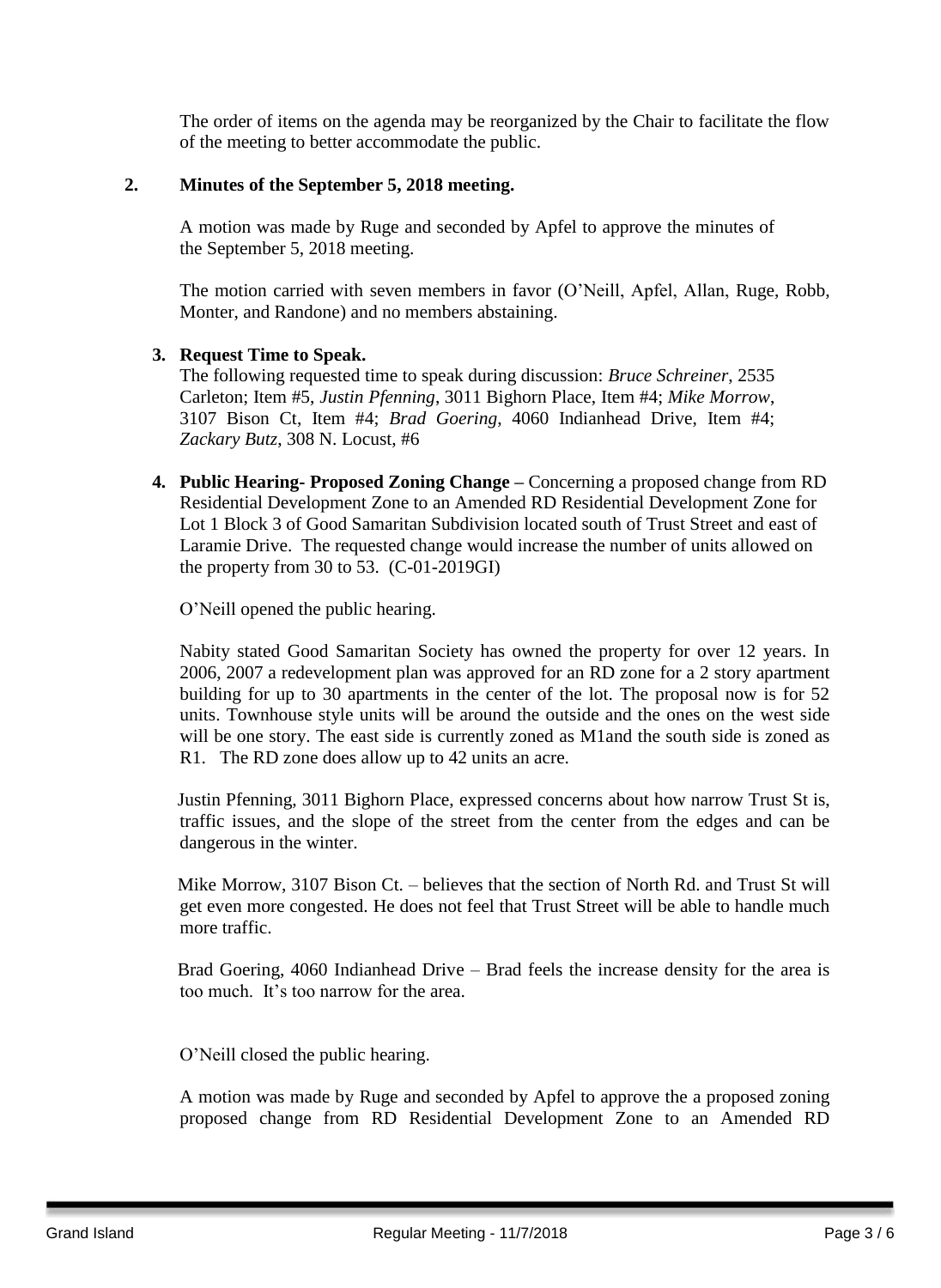The order of items on the agenda may be reorganized by the Chair to facilitate the flow of the meeting to better accommodate the public.

**2. Minutes of the September 5, 2018 meeting.**

A motion was made by Ruge and seconded by Apfel to approve the minutes of the September 5, 2018 meeting.

The motion carried with seven members in favor (O'Neill, Apfel, Allan, Ruge, Robb, Monter, and Randone) and no members abstaining.

**3. Request Time to Speak.**

The following requested time to speak during discussion: *Bruce Schreiner*, 2535 Carleton; Item #5, *Justin Pfenning*, 3011 Bighorn Place, Item #4; *Mike Morrow*, 3107 Bison Ct, Item #4; *Brad Goering*, 4060 Indianhead Drive, Item #4; *Zackary Butz*, 308 N. Locust, #6

**4. Public Hearing- Proposed Zoning Change –** Concerning a proposed change from RD Residential Development Zone to an Amended RD Residential Development Zone for Lot 1 Block 3 of Good Samaritan Subdivision located south of Trust Street and east of Laramie Drive. The requested change would increase the number of units allowed on the property from 30 to 53. (C-01-2019GI)

O'Neill opened the public hearing.

Nabity stated Good Samaritan Society has owned the property for over 12 years. In 2006, 2007 a redevelopment plan was approved for an RD zone for a 2 story apartment building for up to 30 apartments in the center of the lot. The proposal now is for 52 units. Townhouse style units will be around the outside and the ones on the west side will be one story. The east side is currently zoned as M1and the south side is zoned as R1. The RD zone does allow up to 42 units an acre.

Justin Pfenning, 3011 Bighorn Place, expressed concerns about how narrow Trust St is, traffic issues, and the slope of the street from the center from the edges and can be dangerous in the winter.

Mike Morrow, 3107 Bison Ct. – believes that the section of North Rd. and Trust St will get even more congested. He does not feel that Trust Street will be able to handle much more traffic.

Brad Goering, 4060 Indianhead Drive – Brad feels the increase density for the area is too much. It's too narrow for the area.

O'Neill closed the public hearing.

A motion was made by Ruge and seconded by Apfel to approve the a proposed zoning proposed change from RD Residential Development Zone to an Amended RD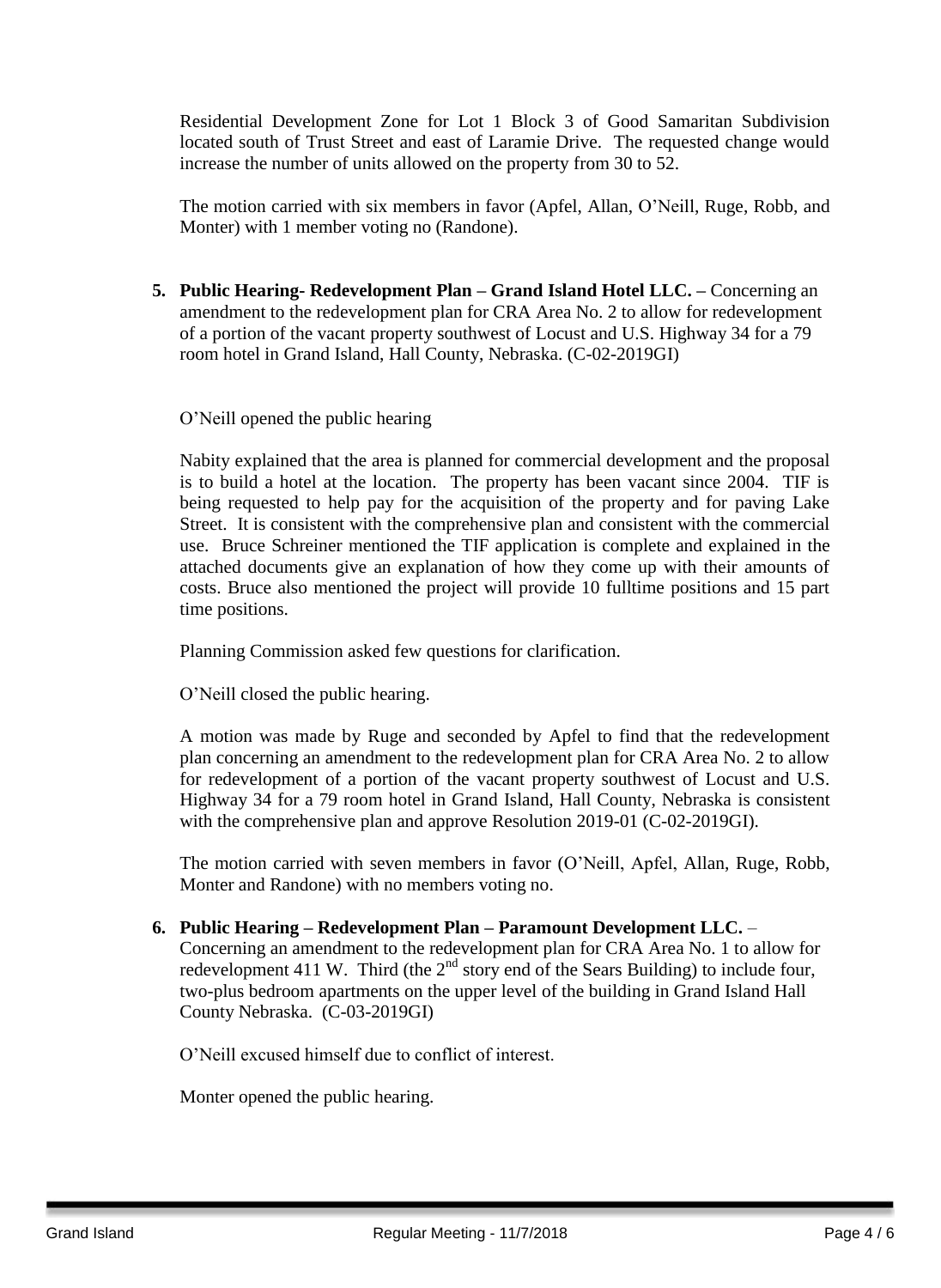Residential Development Zone for Lot 1 Block 3 of Good Samaritan Subdivision located south of Trust Street and east of Laramie Drive. The requested change would increase the number of units allowed on the property from 30 to 52.

The motion carried with six members in favor (Apfel, Allan, O'Neill, Ruge, Robb, and Monter) with 1 member voting no (Randone).

**5. Public Hearing- Redevelopment Plan – Grand Island Hotel LLC. –** Concerning an amendment to the redevelopment plan for CRA Area No. 2 to allow for redevelopment of a portion of the vacant property southwest of Locust and U.S. Highway 34 for a 79 room hotel in Grand Island, Hall County, Nebraska. (C-02-2019GI)

O'Neill opened the public hearing

Nabity explained that the area is planned for commercial development and the proposal is to build a hotel at the location. The property has been vacant since 2004. TIF is being requested to help pay for the acquisition of the property and for paving Lake Street. It is consistent with the comprehensive plan and consistent with the commercial use. Bruce Schreiner mentioned the TIF application is complete and explained in the attached documents give an explanation of how they come up with their amounts of costs. Bruce also mentioned the project will provide 10 fulltime positions and 15 part time positions.

Planning Commission asked few questions for clarification.

O'Neill closed the public hearing.

A motion was made by Ruge and seconded by Apfel to find that the redevelopment plan concerning an amendment to the redevelopment plan for CRA Area No. 2 to allow for redevelopment of a portion of the vacant property southwest of Locust and U.S. Highway 34 for a 79 room hotel in Grand Island, Hall County, Nebraska is consistent with the comprehensive plan and approve Resolution 2019-01 (C-02-2019GI).

The motion carried with seven members in favor (O'Neill, Apfel, Allan, Ruge, Robb, Monter and Randone) with no members voting no.

**6. Public Hearing – Redevelopment Plan – Paramount Development LLC.** – Concerning an amendment to the redevelopment plan for CRA Area No. 1 to allow for redevelopment 411 W. Third (the 2nd story end of the Sears Building) to include four, two-plus bedroom apartments on the upper level of the building in Grand Island Hall County Nebraska. (C-03-2019GI)

O'Neill excused himself due to conflict of interest.

Monter opened the public hearing.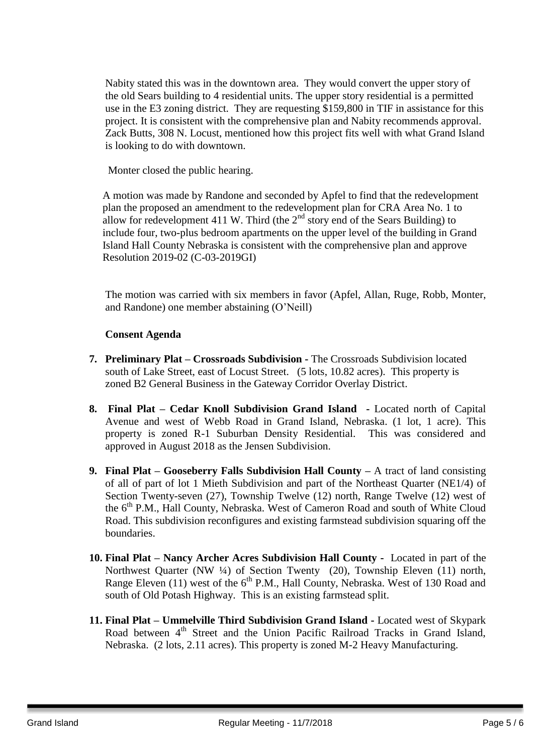Nabity stated this was in the downtown area. They would convert the upper story of the old Sears building to 4 residential units. The upper story residential is a permitted use in the E3 zoning district. They are requesting $159,800 in TIF in assistance for this project. It is consistent with the comprehensive plan and Nabity recommends approval. Zack Butts, 308 N. Locust, mentioned how this project fits well with what Grand Island is looking to do with downtown.

Monter closed the public hearing.

A motion was made by Randone and seconded by Apfel to find that the redevelopment plan the proposed an amendment to the redevelopment plan for CRA Area No. 1 to allow for redevelopment 411 W. Third (the 2nd story end of the Sears Building) to include four, two-plus bedroom apartments on the upper level of the building in Grand Island Hall County Nebraska is consistent with the comprehensive plan and approve Resolution 2019-02 (C-03-2019GI)

The motion was carried with six members in favor (Apfel, Allan, Ruge, Robb, Monter, and Randone) one member abstaining (O'Neill)

**Consent Agenda**

7. **Preliminary Plat – Crossroads Subdivision -** The Crossroads Subdivision located south of Lake Street, east of Locust Street. (5 lots, 10.82 acres). This property is zoned B2 General Business in the Gateway Corridor Overlay District.

8. **Final Plat – Cedar Knoll Subdivision Grand Island -** Located north of Capital Avenue and west of Webb Road in Grand Island, Nebraska. (1 lot, 1 acre). This property is zoned R-1 Suburban Density Residential. This was considered and approved in August 2018 as the Jensen Subdivision.

9. **Final Plat – Gooseberry Falls Subdivision Hall County –** A tract of land consisting of all of part of lot 1 Mieth Subdivision and part of the Northeast Quarter (NE1/4) of Section Twenty-seven (27), Township Twelve (12) north, Range Twelve (12) west of the 6th P.M., Hall County, Nebraska. West of Cameron Road and south of White Cloud Road. This subdivision reconfigures and existing farmstead subdivision squaring off the boundaries.

10. **Final Plat – Nancy Archer Acres Subdivision Hall County -** Located in part of the Northwest Quarter (NW ¼) of Section Twenty (20), Township Eleven (11) north, Range Eleven (11) west of the 6th P.M., Hall County, Nebraska. West of 130 Road and south of Old Potash Highway. This is an existing farmstead split.

11. **Final Plat – Ummelville Third Subdivision Grand Island -** Located west of Skypark Road between 4th Street and the Union Pacific Railroad Tracks in Grand Island, Nebraska. (2 lots, 2.11 acres). This property is zoned M-2 Heavy Manufacturing.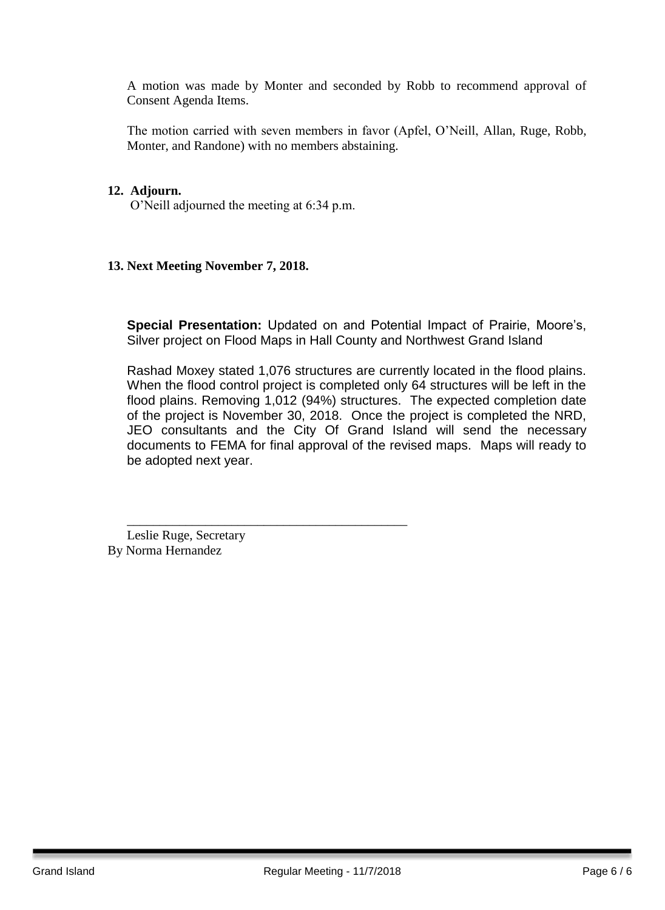A motion was made by Monter and seconded by Robb to recommend approval of Consent Agenda Items.

The motion carried with seven members in favor (Apfel, O'Neill, Allan, Ruge, Robb, Monter, and Randone) with no members abstaining.

**12. Adjourn.**

O'Neill adjourned the meeting at 6:34 p.m.

**13. Next Meeting November 7, 2018.**

**Special Presentation:** Updated on and Potential Impact of Prairie, Moore's, Silver project on Flood Maps in Hall County and Northwest Grand Island

Rashad Moxey stated 1,076 structures are currently located in the flood plains. When the flood control project is completed only 64 structures will be left in the flood plains. Removing 1,012 (94%) structures. The expected completion date of the project is November 30, 2018. Once the project is completed the NRD, JEO consultants and the City Of Grand Island will send the necessary documents to FEMA for final approval of the revised maps. Maps will ready to be adopted next year.

___________________________________________

Leslie Ruge, Secretary

By Norma Hernandez